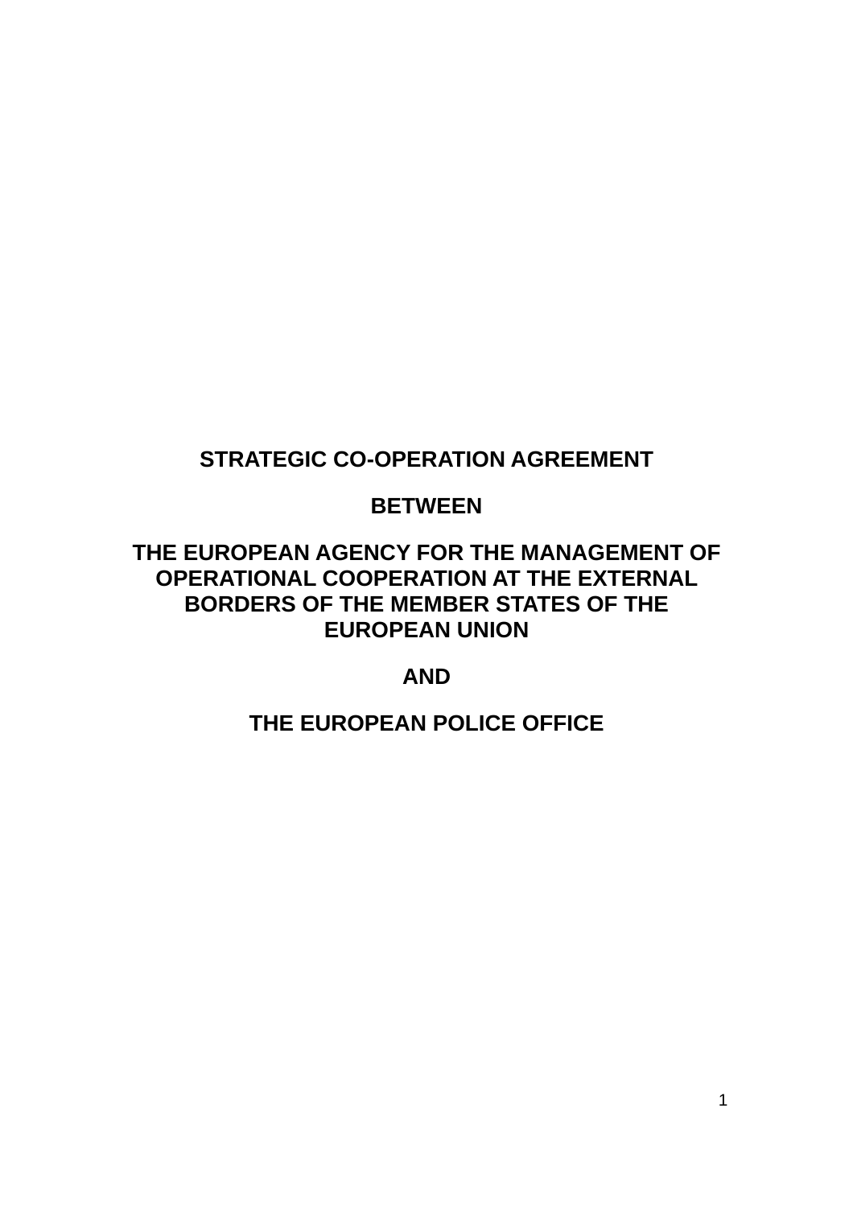# STRATEGIC CO-OPERATION AGREEMENT

## BETWEEN

## THE EUROPEAN AGENCY FOR THE MANAGEMENT OF OPERATIONAL COOPERATION AT THE EXTERNAL BORDERS OF THE MEMBER STATES OF THE EUROPEAN UNION

## AND

## THE EUROPEAN POLICE OFFICE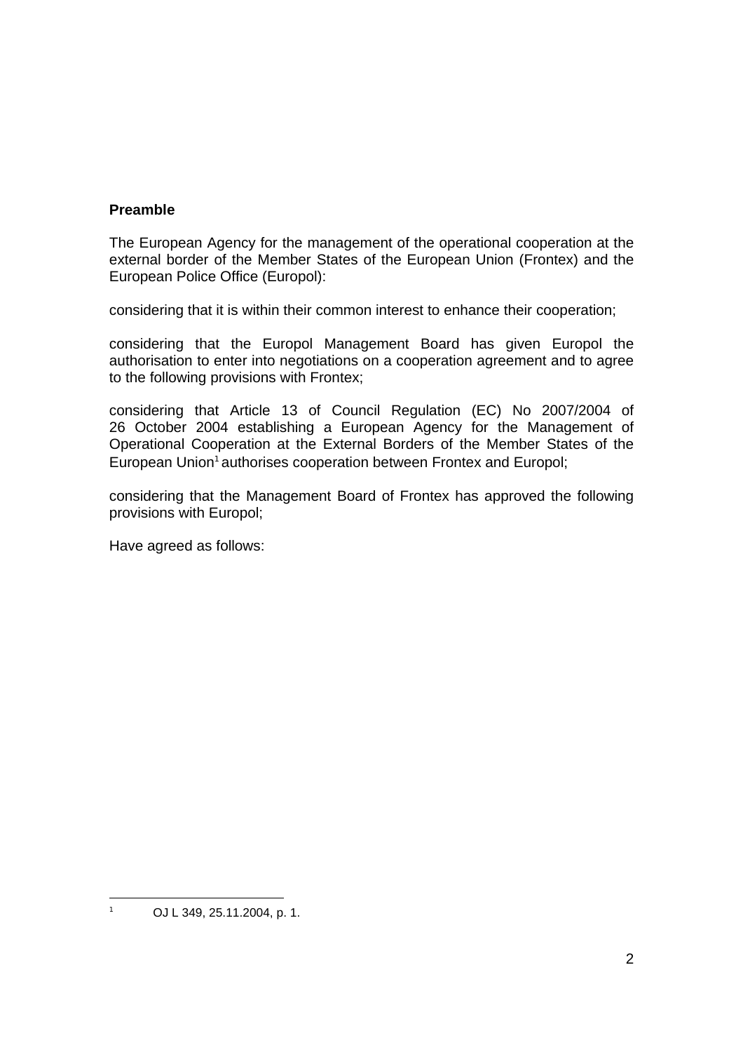**Preamble**

The European Agency for the management of the operational cooperation at the external border of the Member States of the European Union (Frontex) and the European Police Office (Europol):

considering that it is within their common interest to enhance their cooperation;

considering that the Europol Management Board has given Europol the authorisation to enter into negotiations on a cooperation agreement and to agree to the following provisions with Frontex;

considering that Article 13 of Council Regulation (EC) No 2007/2004 of 26 October 2004 establishing a European Agency for the Management of Operational Cooperation at the External Borders of the Member States of the European Union[1] authorises cooperation between Frontex and Europol;

considering that the Management Board of Frontex has approved the following provisions with Europol;

Have agreed as follows:

---

[1] OJ L 349, 25.11.2004, p. 1.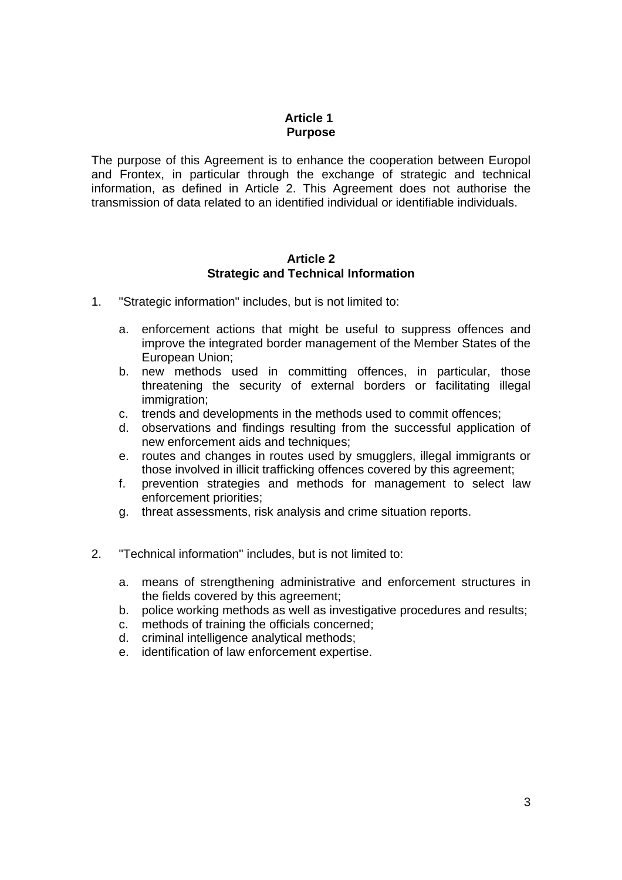## Article 1
## Purpose

The purpose of this Agreement is to enhance the cooperation between Europol and Frontex, in particular through the exchange of strategic and technical information, as defined in Article 2. This Agreement does not authorise the transmission of data related to an identified individual or identifiable individuals.

## Article 2
## Strategic and Technical Information

1. "Strategic information" includes, but is not limited to:

   a. enforcement actions that might be useful to suppress offences and improve the integrated border management of the Member States of the European Union;
   b. new methods used in committing offences, in particular, those threatening the security of external borders or facilitating illegal immigration;
   c. trends and developments in the methods used to commit offences;
   d. observations and findings resulting from the successful application of new enforcement aids and techniques;
   e. routes and changes in routes used by smugglers, illegal immigrants or those involved in illicit trafficking offences covered by this agreement;
   f. prevention strategies and methods for management to select law enforcement priorities;
   g. threat assessments, risk analysis and crime situation reports.

2. "Technical information" includes, but is not limited to:

   a. means of strengthening administrative and enforcement structures in the fields covered by this agreement;
   b. police working methods as well as investigative procedures and results;
   c. methods of training the officials concerned;
   d. criminal intelligence analytical methods;
   e. identification of law enforcement expertise.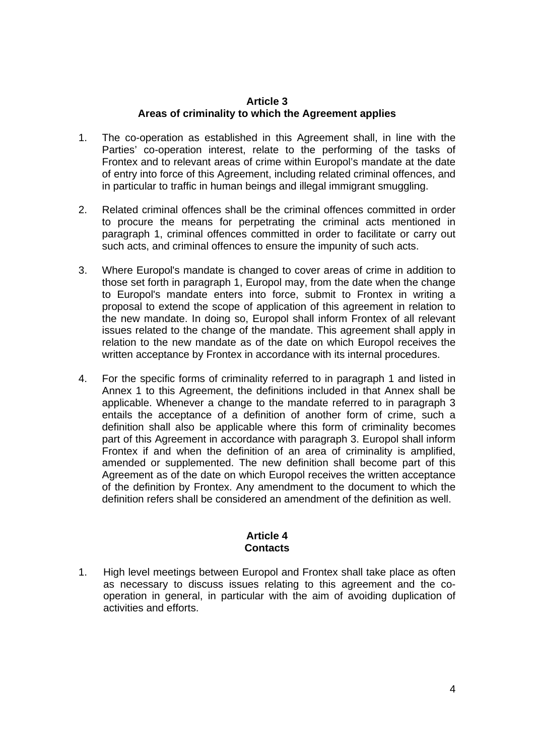## Article 3
## Areas of criminality to which the Agreement applies

1. The co-operation as established in this Agreement shall, in line with the Parties' co-operation interest, relate to the performing of the tasks of Frontex and to relevant areas of crime within Europol's mandate at the date of entry into force of this Agreement, including related criminal offences, and in particular to traffic in human beings and illegal immigrant smuggling.

2. Related criminal offences shall be the criminal offences committed in order to procure the means for perpetrating the criminal acts mentioned in paragraph 1, criminal offences committed in order to facilitate or carry out such acts, and criminal offences to ensure the impunity of such acts.

3. Where Europol's mandate is changed to cover areas of crime in addition to those set forth in paragraph 1, Europol may, from the date when the change to Europol's mandate enters into force, submit to Frontex in writing a proposal to extend the scope of application of this agreement in relation to the new mandate. In doing so, Europol shall inform Frontex of all relevant issues related to the change of the mandate. This agreement shall apply in relation to the new mandate as of the date on which Europol receives the written acceptance by Frontex in accordance with its internal procedures.

4. For the specific forms of criminality referred to in paragraph 1 and listed in Annex 1 to this Agreement, the definitions included in that Annex shall be applicable. Whenever a change to the mandate referred to in paragraph 3 entails the acceptance of a definition of another form of crime, such a definition shall also be applicable where this form of criminality becomes part of this Agreement in accordance with paragraph 3. Europol shall inform Frontex if and when the definition of an area of criminality is amplified, amended or supplemented. The new definition shall become part of this Agreement as of the date on which Europol receives the written acceptance of the definition by Frontex. Any amendment to the document to which the definition refers shall be considered an amendment of the definition as well.

## Article 4
## Contacts

1. High level meetings between Europol and Frontex shall take place as often as necessary to discuss issues relating to this agreement and the co-operation in general, in particular with the aim of avoiding duplication of activities and efforts.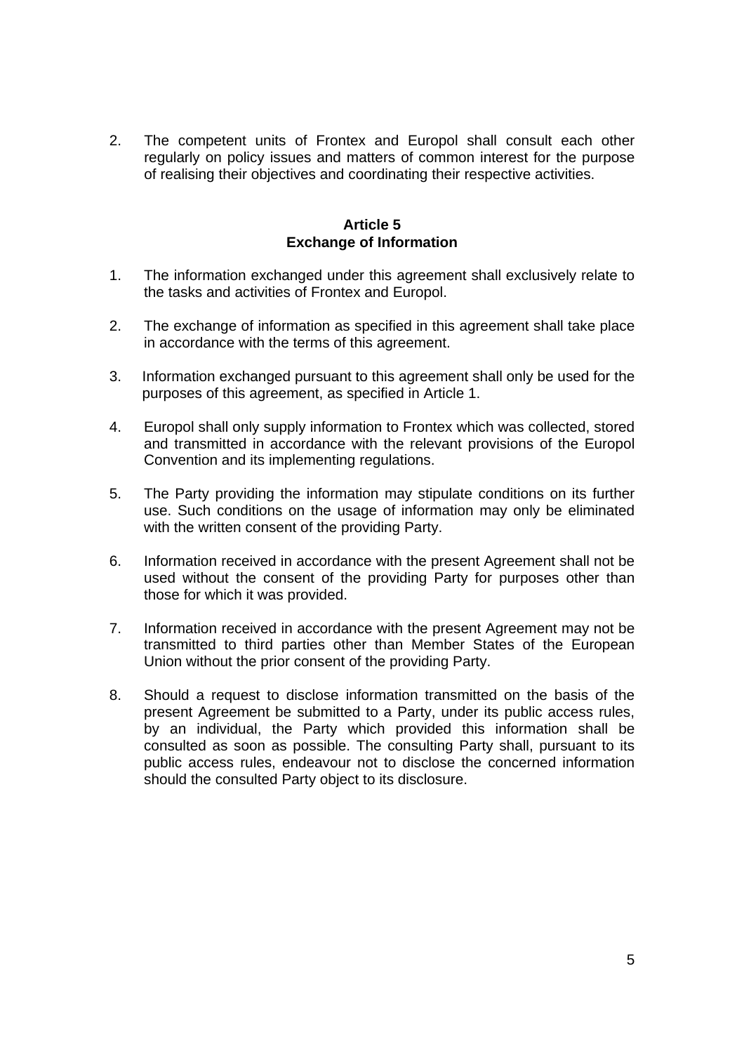2. The competent units of Frontex and Europol shall consult each other regularly on policy issues and matters of common interest for the purpose of realising their objectives and coordinating their respective activities.

## Article 5
## Exchange of Information

1. The information exchanged under this agreement shall exclusively relate to the tasks and activities of Frontex and Europol.

2. The exchange of information as specified in this agreement shall take place in accordance with the terms of this agreement.

3. Information exchanged pursuant to this agreement shall only be used for the purposes of this agreement, as specified in Article 1.

4. Europol shall only supply information to Frontex which was collected, stored and transmitted in accordance with the relevant provisions of the Europol Convention and its implementing regulations.

5. The Party providing the information may stipulate conditions on its further use. Such conditions on the usage of information may only be eliminated with the written consent of the providing Party.

6. Information received in accordance with the present Agreement shall not be used without the consent of the providing Party for purposes other than those for which it was provided.

7. Information received in accordance with the present Agreement may not be transmitted to third parties other than Member States of the European Union without the prior consent of the providing Party.

8. Should a request to disclose information transmitted on the basis of the present Agreement be submitted to a Party, under its public access rules, by an individual, the Party which provided this information shall be consulted as soon as possible. The consulting Party shall, pursuant to its public access rules, endeavour not to disclose the concerned information should the consulted Party object to its disclosure.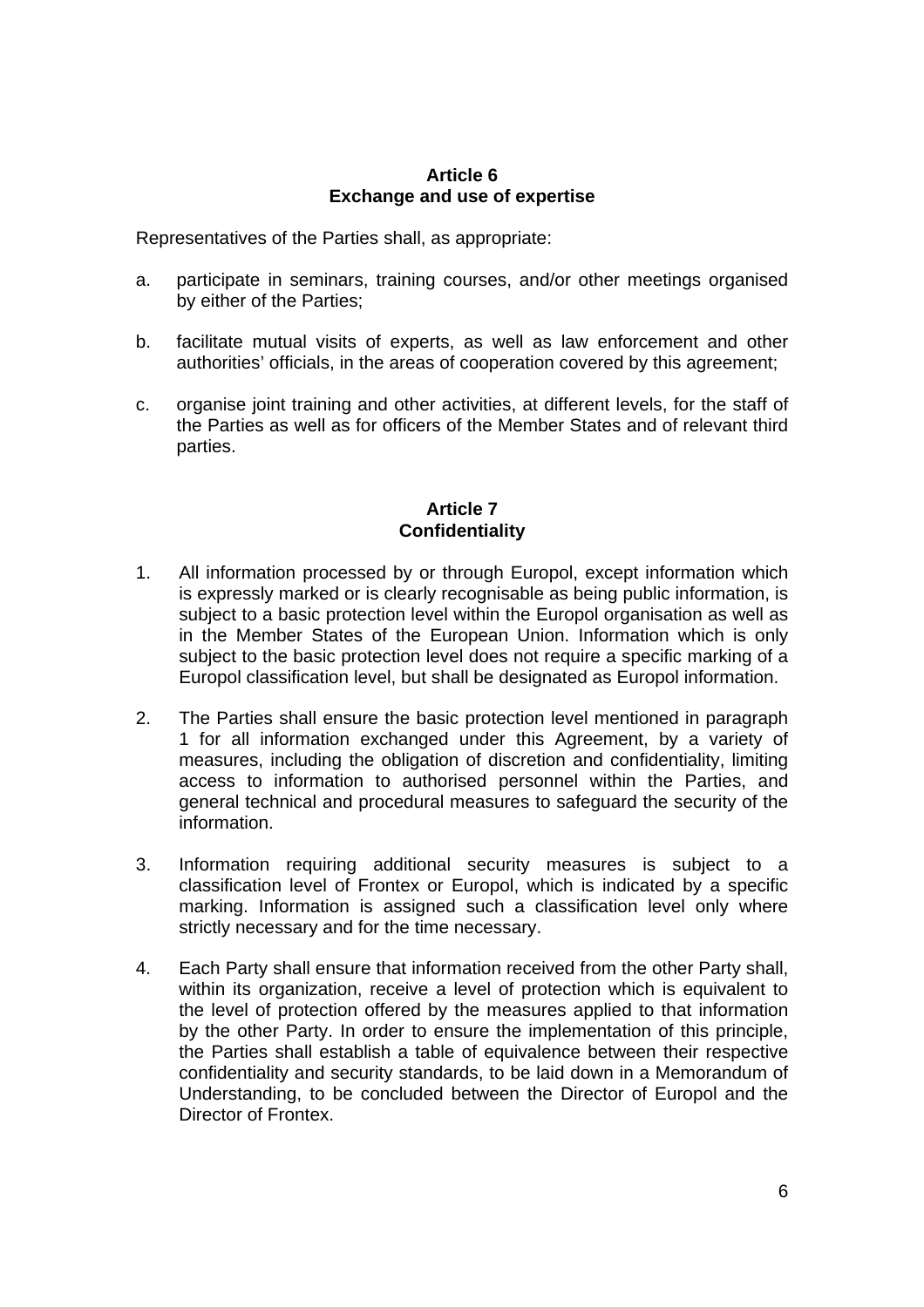## Article 6
## Exchange and use of expertise

Representatives of the Parties shall, as appropriate:

a. participate in seminars, training courses, and/or other meetings organised by either of the Parties;

b. facilitate mutual visits of experts, as well as law enforcement and other authorities' officials, in the areas of cooperation covered by this agreement;

c. organise joint training and other activities, at different levels, for the staff of the Parties as well as for officers of the Member States and of relevant third parties.

## Article 7
## Confidentiality

1. All information processed by or through Europol, except information which is expressly marked or is clearly recognisable as being public information, is subject to a basic protection level within the Europol organisation as well as in the Member States of the European Union. Information which is only subject to the basic protection level does not require a specific marking of a Europol classification level, but shall be designated as Europol information.

2. The Parties shall ensure the basic protection level mentioned in paragraph 1 for all information exchanged under this Agreement, by a variety of measures, including the obligation of discretion and confidentiality, limiting access to information to authorised personnel within the Parties, and general technical and procedural measures to safeguard the security of the information.

3. Information requiring additional security measures is subject to a classification level of Frontex or Europol, which is indicated by a specific marking. Information is assigned such a classification level only where strictly necessary and for the time necessary.

4. Each Party shall ensure that information received from the other Party shall, within its organization, receive a level of protection which is equivalent to the level of protection offered by the measures applied to that information by the other Party. In order to ensure the implementation of this principle, the Parties shall establish a table of equivalence between their respective confidentiality and security standards, to be laid down in a Memorandum of Understanding, to be concluded between the Director of Europol and the Director of Frontex.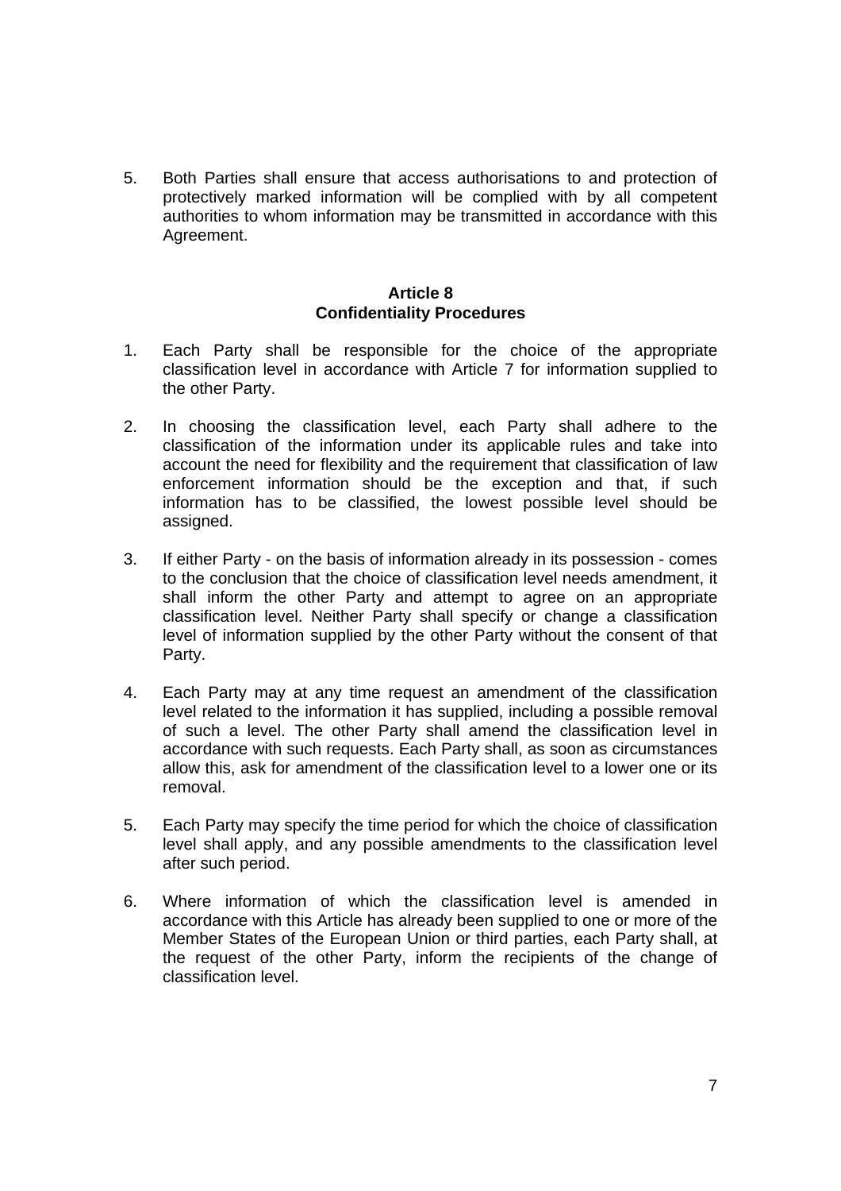5. Both Parties shall ensure that access authorisations to and protection of protectively marked information will be complied with by all competent authorities to whom information may be transmitted in accordance with this Agreement.

## Article 8
## Confidentiality Procedures

1. Each Party shall be responsible for the choice of the appropriate classification level in accordance with Article 7 for information supplied to the other Party.

2. In choosing the classification level, each Party shall adhere to the classification of the information under its applicable rules and take into account the need for flexibility and the requirement that classification of law enforcement information should be the exception and that, if such information has to be classified, the lowest possible level should be assigned.

3. If either Party - on the basis of information already in its possession - comes to the conclusion that the choice of classification level needs amendment, it shall inform the other Party and attempt to agree on an appropriate classification level. Neither Party shall specify or change a classification level of information supplied by the other Party without the consent of that Party.

4. Each Party may at any time request an amendment of the classification level related to the information it has supplied, including a possible removal of such a level. The other Party shall amend the classification level in accordance with such requests. Each Party shall, as soon as circumstances allow this, ask for amendment of the classification level to a lower one or its removal.

5. Each Party may specify the time period for which the choice of classification level shall apply, and any possible amendments to the classification level after such period.

6. Where information of which the classification level is amended in accordance with this Article has already been supplied to one or more of the Member States of the European Union or third parties, each Party shall, at the request of the other Party, inform the recipients of the change of classification level.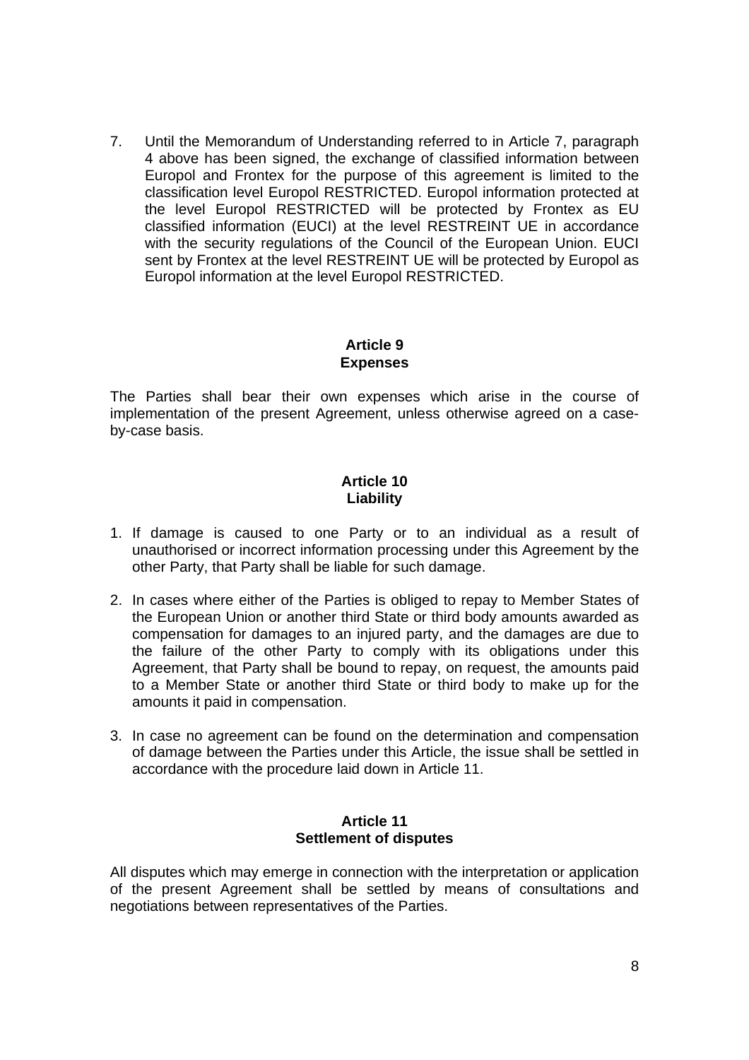7. Until the Memorandum of Understanding referred to in Article 7, paragraph 4 above has been signed, the exchange of classified information between Europol and Frontex for the purpose of this agreement is limited to the classification level Europol RESTRICTED. Europol information protected at the level Europol RESTRICTED will be protected by Frontex as EU classified information (EUCI) at the level RESTREINT UE in accordance with the security regulations of the Council of the European Union. EUCI sent by Frontex at the level RESTREINT UE will be protected by Europol as Europol information at the level Europol RESTRICTED.

### Article 9
### Expenses

The Parties shall bear their own expenses which arise in the course of implementation of the present Agreement, unless otherwise agreed on a case-by-case basis.

### Article 10
### Liability

1. If damage is caused to one Party or to an individual as a result of unauthorised or incorrect information processing under this Agreement by the other Party, that Party shall be liable for such damage.

2. In cases where either of the Parties is obliged to repay to Member States of the European Union or another third State or third body amounts awarded as compensation for damages to an injured party, and the damages are due to the failure of the other Party to comply with its obligations under this Agreement, that Party shall be bound to repay, on request, the amounts paid to a Member State or another third State or third body to make up for the amounts it paid in compensation.

3. In case no agreement can be found on the determination and compensation of damage between the Parties under this Article, the issue shall be settled in accordance with the procedure laid down in Article 11.

### Article 11
### Settlement of disputes

All disputes which may emerge in connection with the interpretation or application of the present Agreement shall be settled by means of consultations and negotiations between representatives of the Parties.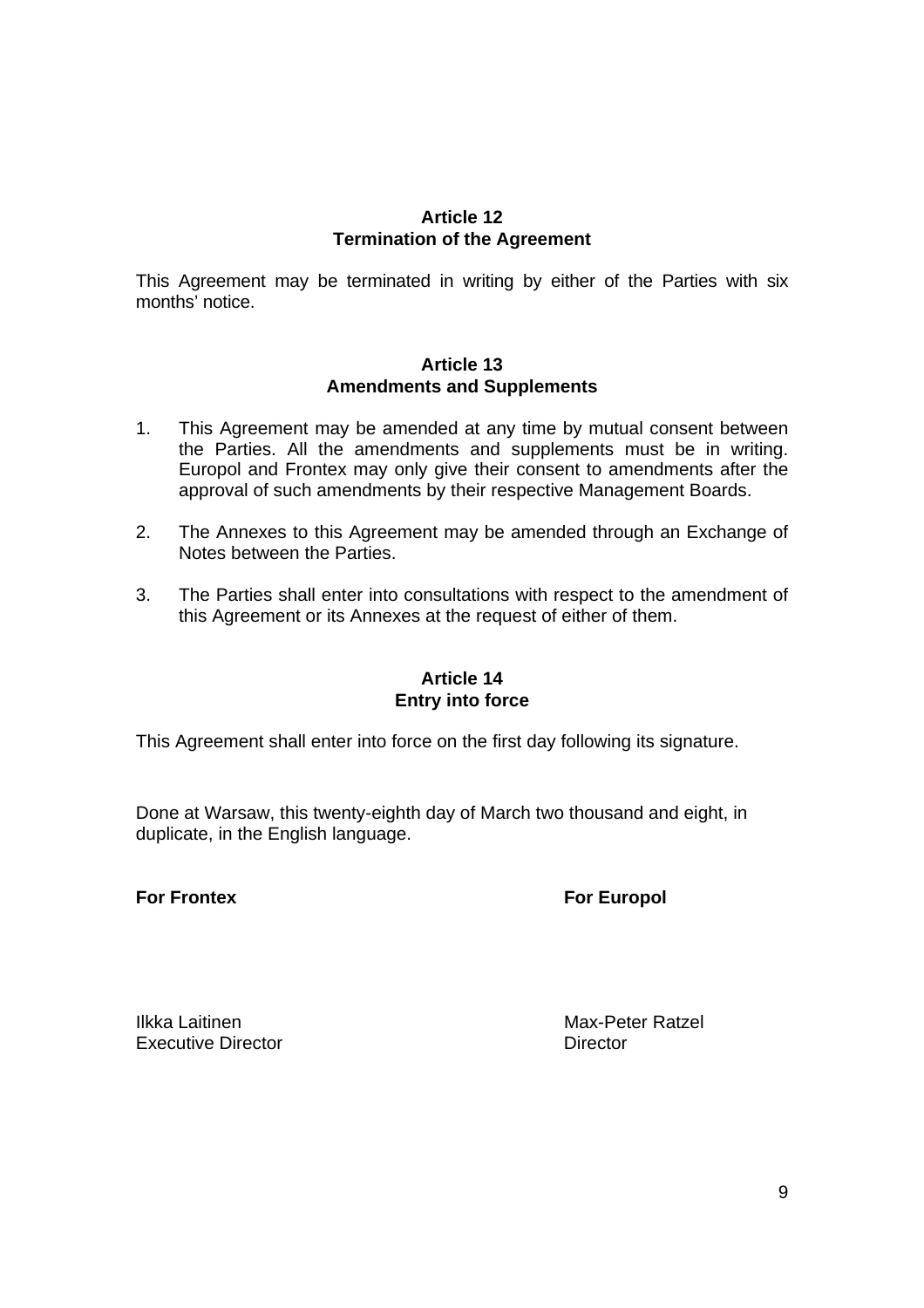### Article 12
### Termination of the Agreement

This Agreement may be terminated in writing by either of the Parties with six months' notice.

### Article 13
### Amendments and Supplements

1. This Agreement may be amended at any time by mutual consent between the Parties. All the amendments and supplements must be in writing. Europol and Frontex may only give their consent to amendments after the approval of such amendments by their respective Management Boards.

2. The Annexes to this Agreement may be amended through an Exchange of Notes between the Parties.

3. The Parties shall enter into consultations with respect to the amendment of this Agreement or its Annexes at the request of either of them.

### Article 14
### Entry into force

This Agreement shall enter into force on the first day following its signature.

Done at Warsaw, this twenty-eighth day of March two thousand and eight, in duplicate, in the English language.

**For Frontex**

Ilkka Laitinen
Executive Director

**For Europol**

Max-Peter Ratzel
Director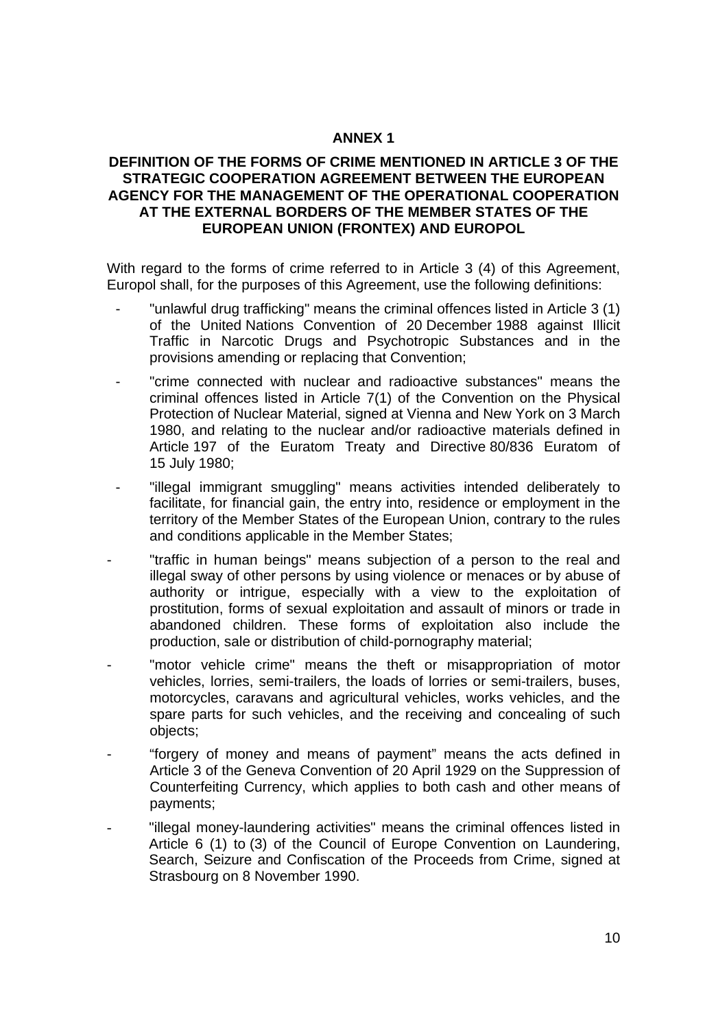## ANNEX 1

## DEFINITION OF THE FORMS OF CRIME MENTIONED IN ARTICLE 3 OF THE STRATEGIC COOPERATION AGREEMENT BETWEEN THE EUROPEAN AGENCY FOR THE MANAGEMENT OF THE OPERATIONAL COOPERATION AT THE EXTERNAL BORDERS OF THE MEMBER STATES OF THE EUROPEAN UNION (FRONTEX) AND EUROPOL

With regard to the forms of crime referred to in Article 3 (4) of this Agreement, Europol shall, for the purposes of this Agreement, use the following definitions:

- "unlawful drug trafficking" means the criminal offences listed in Article 3 (1) of the United Nations Convention of 20 December 1988 against Illicit Traffic in Narcotic Drugs and Psychotropic Substances and in the provisions amending or replacing that Convention;
- "crime connected with nuclear and radioactive substances" means the criminal offences listed in Article 7(1) of the Convention on the Physical Protection of Nuclear Material, signed at Vienna and New York on 3 March 1980, and relating to the nuclear and/or radioactive materials defined in Article 197 of the Euratom Treaty and Directive 80/836 Euratom of 15 July 1980;
- "illegal immigrant smuggling" means activities intended deliberately to facilitate, for financial gain, the entry into, residence or employment in the territory of the Member States of the European Union, contrary to the rules and conditions applicable in the Member States;
- "traffic in human beings" means subjection of a person to the real and illegal sway of other persons by using violence or menaces or by abuse of authority or intrigue, especially with a view to the exploitation of prostitution, forms of sexual exploitation and assault of minors or trade in abandoned children. These forms of exploitation also include the production, sale or distribution of child-pornography material;
- "motor vehicle crime" means the theft or misappropriation of motor vehicles, lorries, semi-trailers, the loads of lorries or semi-trailers, buses, motorcycles, caravans and agricultural vehicles, works vehicles, and the spare parts for such vehicles, and the receiving and concealing of such objects;
- "forgery of money and means of payment" means the acts defined in Article 3 of the Geneva Convention of 20 April 1929 on the Suppression of Counterfeiting Currency, which applies to both cash and other means of payments;
- "illegal money-laundering activities" means the criminal offences listed in Article 6 (1) to (3) of the Council of Europe Convention on Laundering, Search, Seizure and Confiscation of the Proceeds from Crime, signed at Strasbourg on 8 November 1990.